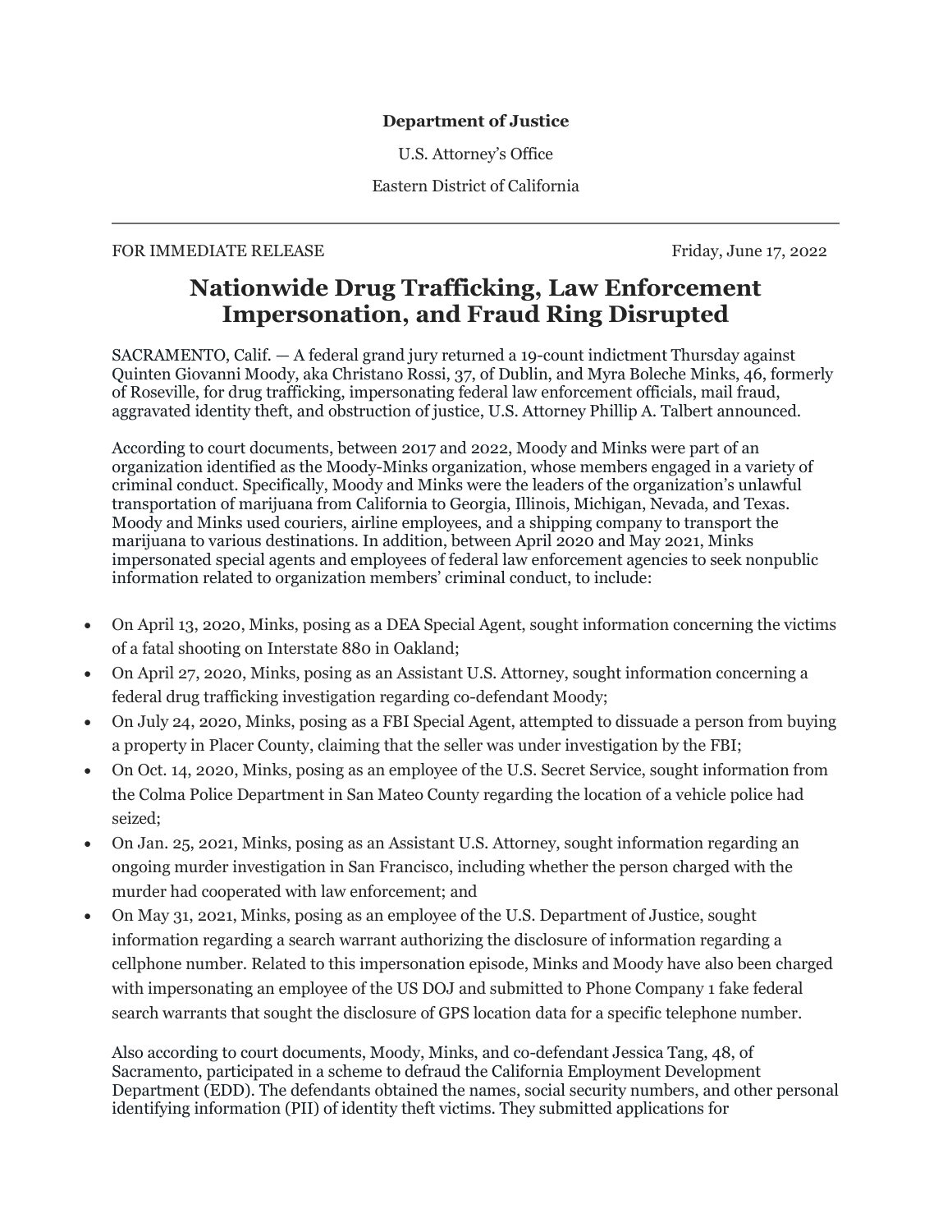**Department of Justice**

U.S. Attorney's Office

Eastern District of California

---

FOR IMMEDIATE RELEASE

Friday, June 17, 2022

# Nationwide Drug Trafficking, Law Enforcement Impersonation, and Fraud Ring Disrupted

SACRAMENTO, Calif. — A federal grand jury returned a 19-count indictment Thursday against Quinten Giovanni Moody, aka Christano Rossi, 37, of Dublin, and Myra Boleche Minks, 46, formerly of Roseville, for drug trafficking, impersonating federal law enforcement officials, mail fraud, aggravated identity theft, and obstruction of justice, U.S. Attorney Phillip A. Talbert announced.

According to court documents, between 2017 and 2022, Moody and Minks were part of an organization identified as the Moody-Minks organization, whose members engaged in a variety of criminal conduct. Specifically, Moody and Minks were the leaders of the organization's unlawful transportation of marijuana from California to Georgia, Illinois, Michigan, Nevada, and Texas. Moody and Minks used couriers, airline employees, and a shipping company to transport the marijuana to various destinations. In addition, between April 2020 and May 2021, Minks impersonated special agents and employees of federal law enforcement agencies to seek nonpublic information related to organization members' criminal conduct, to include:

- On April 13, 2020, Minks, posing as a DEA Special Agent, sought information concerning the victims of a fatal shooting on Interstate 880 in Oakland;
- On April 27, 2020, Minks, posing as an Assistant U.S. Attorney, sought information concerning a federal drug trafficking investigation regarding co-defendant Moody;
- On July 24, 2020, Minks, posing as a FBI Special Agent, attempted to dissuade a person from buying a property in Placer County, claiming that the seller was under investigation by the FBI;
- On Oct. 14, 2020, Minks, posing as an employee of the U.S. Secret Service, sought information from the Colma Police Department in San Mateo County regarding the location of a vehicle police had seized;
- On Jan. 25, 2021, Minks, posing as an Assistant U.S. Attorney, sought information regarding an ongoing murder investigation in San Francisco, including whether the person charged with the murder had cooperated with law enforcement; and
- On May 31, 2021, Minks, posing as an employee of the U.S. Department of Justice, sought information regarding a search warrant authorizing the disclosure of information regarding a cellphone number. Related to this impersonation episode, Minks and Moody have also been charged with impersonating an employee of the US DOJ and submitted to Phone Company 1 fake federal search warrants that sought the disclosure of GPS location data for a specific telephone number.

Also according to court documents, Moody, Minks, and co-defendant Jessica Tang, 48, of Sacramento, participated in a scheme to defraud the California Employment Development Department (EDD). The defendants obtained the names, social security numbers, and other personal identifying information (PII) of identity theft victims. They submitted applications for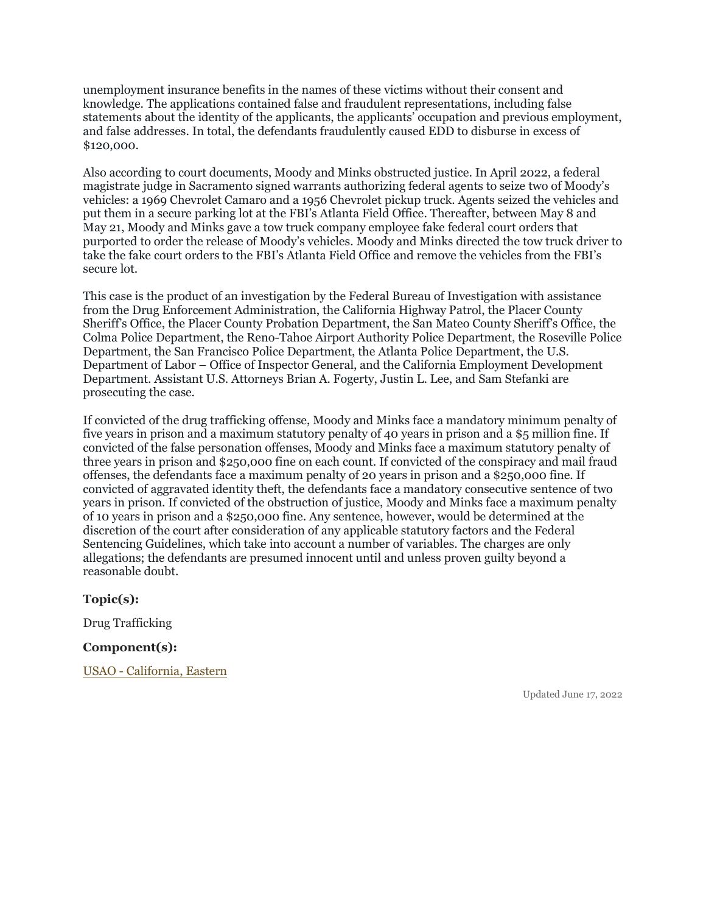unemployment insurance benefits in the names of these victims without their consent and knowledge. The applications contained false and fraudulent representations, including false statements about the identity of the applicants, the applicants' occupation and previous employment, and false addresses. In total, the defendants fraudulently caused EDD to disburse in excess of $120,000.

Also according to court documents, Moody and Minks obstructed justice. In April 2022, a federal magistrate judge in Sacramento signed warrants authorizing federal agents to seize two of Moody's vehicles: a 1969 Chevrolet Camaro and a 1956 Chevrolet pickup truck. Agents seized the vehicles and put them in a secure parking lot at the FBI's Atlanta Field Office. Thereafter, between May 8 and May 21, Moody and Minks gave a tow truck company employee fake federal court orders that purported to order the release of Moody's vehicles. Moody and Minks directed the tow truck driver to take the fake court orders to the FBI's Atlanta Field Office and remove the vehicles from the FBI's secure lot.

This case is the product of an investigation by the Federal Bureau of Investigation with assistance from the Drug Enforcement Administration, the California Highway Patrol, the Placer County Sheriff's Office, the Placer County Probation Department, the San Mateo County Sheriff's Office, the Colma Police Department, the Reno-Tahoe Airport Authority Police Department, the Roseville Police Department, the San Francisco Police Department, the Atlanta Police Department, the U.S. Department of Labor – Office of Inspector General, and the California Employment Development Department. Assistant U.S. Attorneys Brian A. Fogerty, Justin L. Lee, and Sam Stefanki are prosecuting the case.

If convicted of the drug trafficking offense, Moody and Minks face a mandatory minimum penalty of five years in prison and a maximum statutory penalty of 40 years in prison and a $5 million fine. If convicted of the false personation offenses, Moody and Minks face a maximum statutory penalty of three years in prison and $250,000 fine on each count. If convicted of the conspiracy and mail fraud offenses, the defendants face a maximum penalty of 20 years in prison and a $250,000 fine. If convicted of aggravated identity theft, the defendants face a mandatory consecutive sentence of two years in prison. If convicted of the obstruction of justice, Moody and Minks face a maximum penalty of 10 years in prison and a $250,000 fine. Any sentence, however, would be determined at the discretion of the court after consideration of any applicable statutory factors and the Federal Sentencing Guidelines, which take into account a number of variables. The charges are only allegations; the defendants are presumed innocent until and unless proven guilty beyond a reasonable doubt.

**Topic(s):**

Drug Trafficking

**Component(s):**

USAO - California, Eastern

Updated June 17, 2022